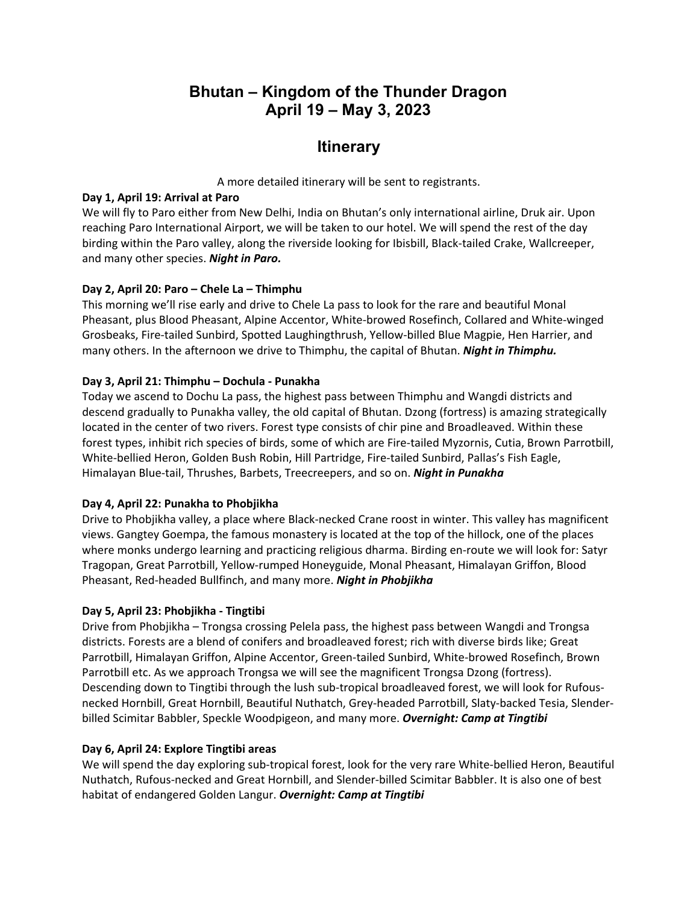# Bhutan – Kingdom of the Thunder Dragon
# April 19 – May 3, 2023

## Itinerary

A more detailed itinerary will be sent to registrants.

**Day 1, April 19: Arrival at Paro**
We will fly to Paro either from New Delhi, India on Bhutan's only international airline, Druk air. Upon reaching Paro International Airport, we will be taken to our hotel. We will spend the rest of the day birding within the Paro valley, along the riverside looking for Ibisbill, Black-tailed Crake, Wallcreeper, and many other species. ***Night in Paro.***

**Day 2, April 20: Paro – Chele La – Thimphu**
This morning we'll rise early and drive to Chele La pass to look for the rare and beautiful Monal Pheasant, plus Blood Pheasant, Alpine Accentor, White-browed Rosefinch, Collared and White-winged Grosbeaks, Fire-tailed Sunbird, Spotted Laughingthrush, Yellow-billed Blue Magpie, Hen Harrier, and many others. In the afternoon we drive to Thimphu, the capital of Bhutan. ***Night in Thimphu.***

**Day 3, April 21: Thimphu – Dochula - Punakha**
Today we ascend to Dochu La pass, the highest pass between Thimphu and Wangdi districts and descend gradually to Punakha valley, the old capital of Bhutan. Dzong (fortress) is amazing strategically located in the center of two rivers. Forest type consists of chir pine and Broadleaved. Within these forest types, inhibit rich species of birds, some of which are Fire-tailed Myzornis, Cutia, Brown Parrotbill, White-bellied Heron, Golden Bush Robin, Hill Partridge, Fire-tailed Sunbird, Pallas's Fish Eagle, Himalayan Blue-tail, Thrushes, Barbets, Treecreepers, and so on. ***Night in Punakha***

**Day 4, April 22: Punakha to Phobjikha**
Drive to Phobjikha valley, a place where Black-necked Crane roost in winter. This valley has magnificent views. Gangtey Goempa, the famous monastery is located at the top of the hillock, one of the places where monks undergo learning and practicing religious dharma. Birding en-route we will look for: Satyr Tragopan, Great Parrotbill, Yellow-rumped Honeyguide, Monal Pheasant, Himalayan Griffon, Blood Pheasant, Red-headed Bullfinch, and many more. ***Night in Phobjikha***

**Day 5, April 23: Phobjikha - Tingtibi**
Drive from Phobjikha – Trongsa crossing Pelela pass, the highest pass between Wangdi and Trongsa districts. Forests are a blend of conifers and broadleaved forest; rich with diverse birds like; Great Parrotbill, Himalayan Griffon, Alpine Accentor, Green-tailed Sunbird, White-browed Rosefinch, Brown Parrotbill etc. As we approach Trongsa we will see the magnificent Trongsa Dzong (fortress). Descending down to Tingtibi through the lush sub-tropical broadleaved forest, we will look for Rufous-necked Hornbill, Great Hornbill, Beautiful Nuthatch, Grey-headed Parrotbill, Slaty-backed Tesia, Slender-billed Scimitar Babbler, Speckle Woodpigeon, and many more. ***Overnight: Camp at Tingtibi***

**Day 6, April 24: Explore Tingtibi areas**
We will spend the day exploring sub-tropical forest, look for the very rare White-bellied Heron, Beautiful Nuthatch, Rufous-necked and Great Hornbill, and Slender-billed Scimitar Babbler. It is also one of best habitat of endangered Golden Langur. ***Overnight: Camp at Tingtibi***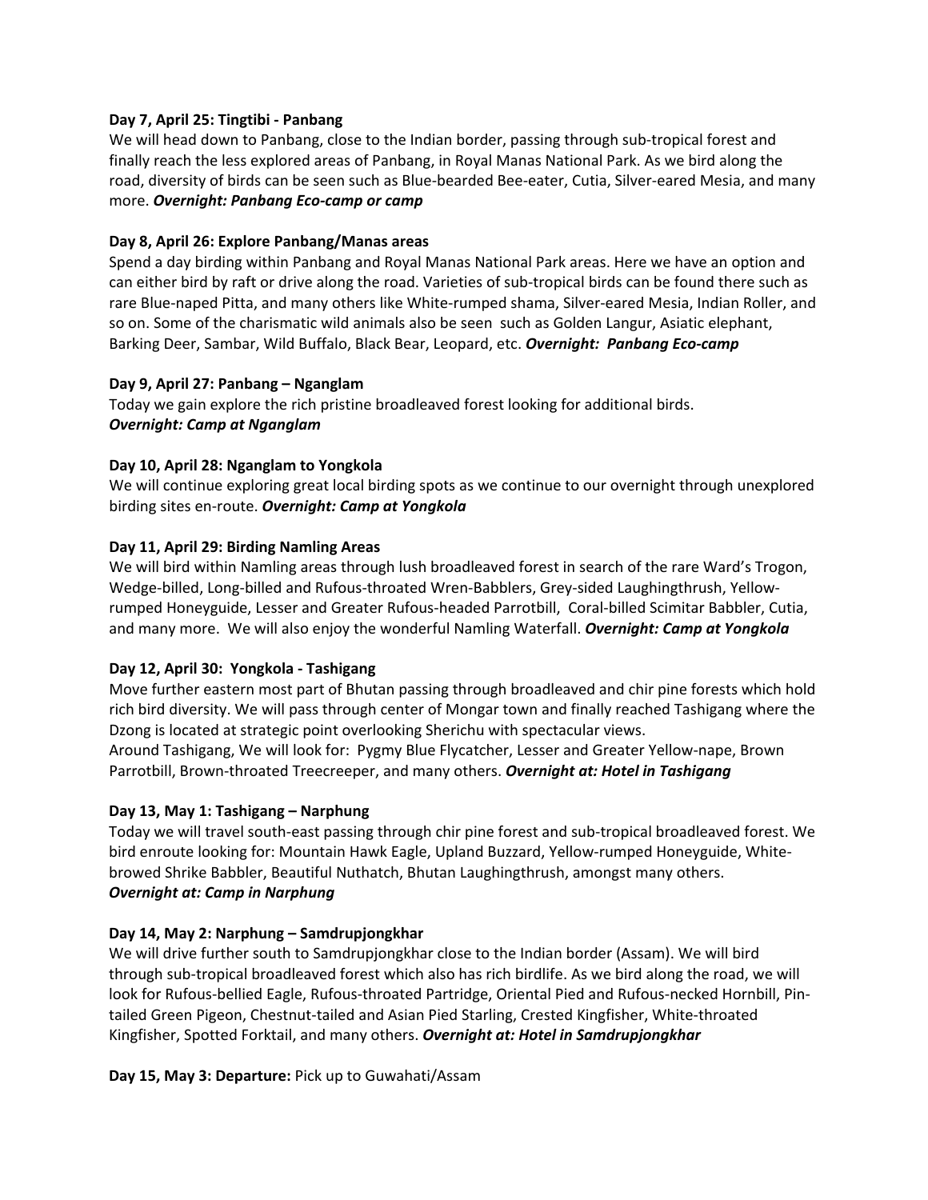**Day 7, April 25: Tingtibi - Panbang**

We will head down to Panbang, close to the Indian border, passing through sub-tropical forest and finally reach the less explored areas of Panbang, in Royal Manas National Park. As we bird along the road, diversity of birds can be seen such as Blue-bearded Bee-eater, Cutia, Silver-eared Mesia, and many more. ***Overnight: Panbang Eco-camp or camp***

**Day 8, April 26: Explore Panbang/Manas areas**

Spend a day birding within Panbang and Royal Manas National Park areas. Here we have an option and can either bird by raft or drive along the road. Varieties of sub-tropical birds can be found there such as rare Blue-naped Pitta, and many others like White-rumped shama, Silver-eared Mesia, Indian Roller, and so on. Some of the charismatic wild animals also be seen such as Golden Langur, Asiatic elephant, Barking Deer, Sambar, Wild Buffalo, Black Bear, Leopard, etc. ***Overnight: Panbang Eco-camp***

**Day 9, April 27: Panbang – Nganglam**

Today we gain explore the rich pristine broadleaved forest looking for additional birds.
***Overnight: Camp at Nganglam***

**Day 10, April 28: Nganglam to Yongkola**

We will continue exploring great local birding spots as we continue to our overnight through unexplored birding sites en-route. ***Overnight: Camp at Yongkola***

**Day 11, April 29: Birding Namling Areas**

We will bird within Namling areas through lush broadleaved forest in search of the rare Ward's Trogon, Wedge-billed, Long-billed and Rufous-throated Wren-Babblers, Grey-sided Laughingthrush, Yellow-rumped Honeyguide, Lesser and Greater Rufous-headed Parrotbill, Coral-billed Scimitar Babbler, Cutia, and many more. We will also enjoy the wonderful Namling Waterfall. ***Overnight: Camp at Yongkola***

**Day 12, April 30: Yongkola - Tashigang**

Move further eastern most part of Bhutan passing through broadleaved and chir pine forests which hold rich bird diversity. We will pass through center of Mongar town and finally reached Tashigang where the Dzong is located at strategic point overlooking Sherichu with spectacular views.

Around Tashigang, We will look for: Pygmy Blue Flycatcher, Lesser and Greater Yellow-nape, Brown Parrotbill, Brown-throated Treecreeper, and many others. ***Overnight at: Hotel in Tashigang***

**Day 13, May 1: Tashigang – Narphung**

Today we will travel south-east passing through chir pine forest and sub-tropical broadleaved forest. We bird enroute looking for: Mountain Hawk Eagle, Upland Buzzard, Yellow-rumped Honeyguide, White-browed Shrike Babbler, Beautiful Nuthatch, Bhutan Laughingthrush, amongst many others.
***Overnight at: Camp in Narphung***

**Day 14, May 2: Narphung – Samdrupjongkhar**

We will drive further south to Samdrupjongkhar close to the Indian border (Assam). We will bird through sub-tropical broadleaved forest which also has rich birdlife. As we bird along the road, we will look for Rufous-bellied Eagle, Rufous-throated Partridge, Oriental Pied and Rufous-necked Hornbill, Pin-tailed Green Pigeon, Chestnut-tailed and Asian Pied Starling, Crested Kingfisher, White-throated Kingfisher, Spotted Forktail, and many others. ***Overnight at: Hotel in Samdrupjongkhar***

**Day 15, May 3: Departure:** Pick up to Guwahati/Assam